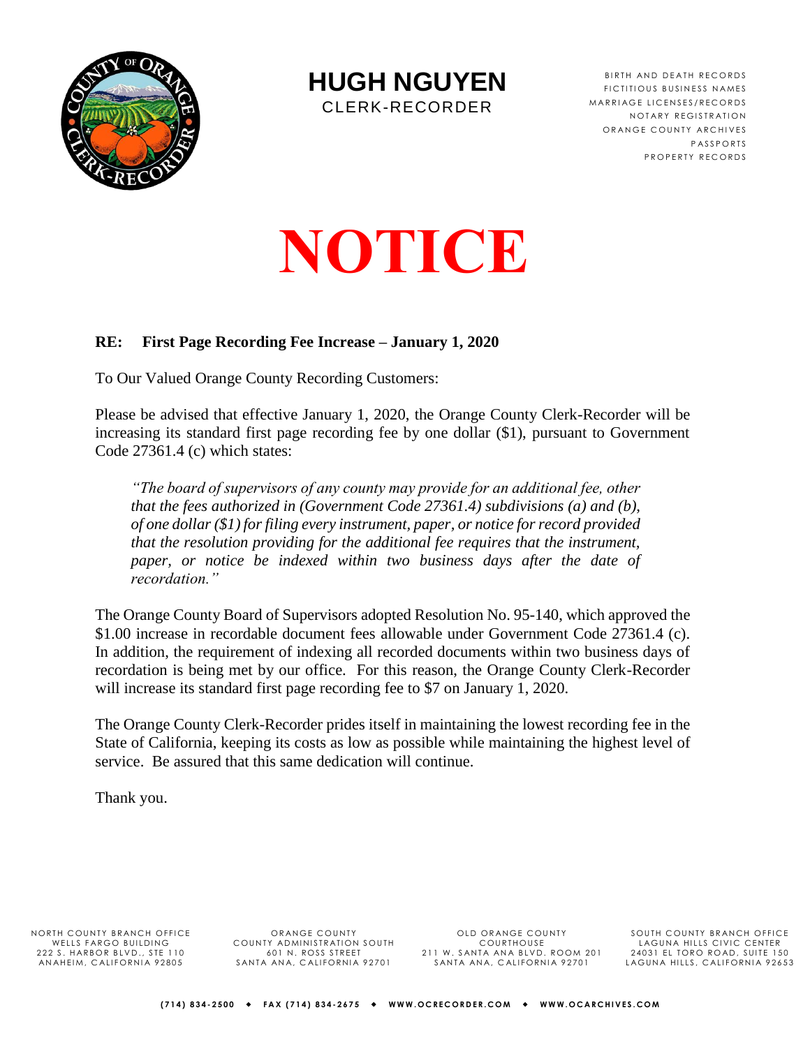# HUGH NGUYEN

CLERK-RECORDER

BIRTH AND DEATH RECORDS
FICTITIOUS BUSINESS NAMES
MARRIAGE LICENSES/RECORDS
NOTARY REGISTRATION
ORANGE COUNTY ARCHIVES
PASSPORTS
PROPERTY RECORDS

# NOTICE

**RE: First Page Recording Fee Increase – January 1, 2020**

To Our Valued Orange County Recording Customers:

Please be advised that effective January 1, 2020, the Orange County Clerk-Recorder will be increasing its standard first page recording fee by one dollar ($1), pursuant to Government Code 27361.4 (c) which states:

> *"The board of supervisors of any county may provide for an additional fee, other that the fees authorized in (Government Code 27361.4) subdivisions (a) and (b), of one dollar ($1) for filing every instrument, paper, or notice for record provided that the resolution providing for the additional fee requires that the instrument, paper, or notice be indexed within two business days after the date of recordation."*

The Orange County Board of Supervisors adopted Resolution No. 95-140, which approved the $1.00 increase in recordable document fees allowable under Government Code 27361.4 (c). In addition, the requirement of indexing all recorded documents within two business days of recordation is being met by our office. For this reason, the Orange County Clerk-Recorder will increase its standard first page recording fee to $7 on January 1, 2020.

The Orange County Clerk-Recorder prides itself in maintaining the lowest recording fee in the State of California, keeping its costs as low as possible while maintaining the highest level of service. Be assured that this same dedication will continue.

Thank you.

NORTH COUNTY BRANCH OFFICE
WELLS FARGO BUILDING
222 S. HARBOR BLVD., STE 110
ANAHEIM, CALIFORNIA 92805

ORANGE COUNTY
COUNTY ADMINISTRATION SOUTH
601 N. ROSS STREET
SANTA ANA, CALIFORNIA 92701

OLD ORANGE COUNTY
COURTHOUSE
211 W. SANTA ANA BLVD. ROOM 201
SANTA ANA, CALIFORNIA 92701

SOUTH COUNTY BRANCH OFFICE
LAGUNA HILLS CIVIC CENTER
24031 EL TORO ROAD, SUITE 150
LAGUNA HILLS, CALIFORNIA 92653

(714) 834-2500 ◆ FAX (714) 834-2675 ◆ WWW.OCRECORDER.COM ◆ WWW.OCARCHIVES.COM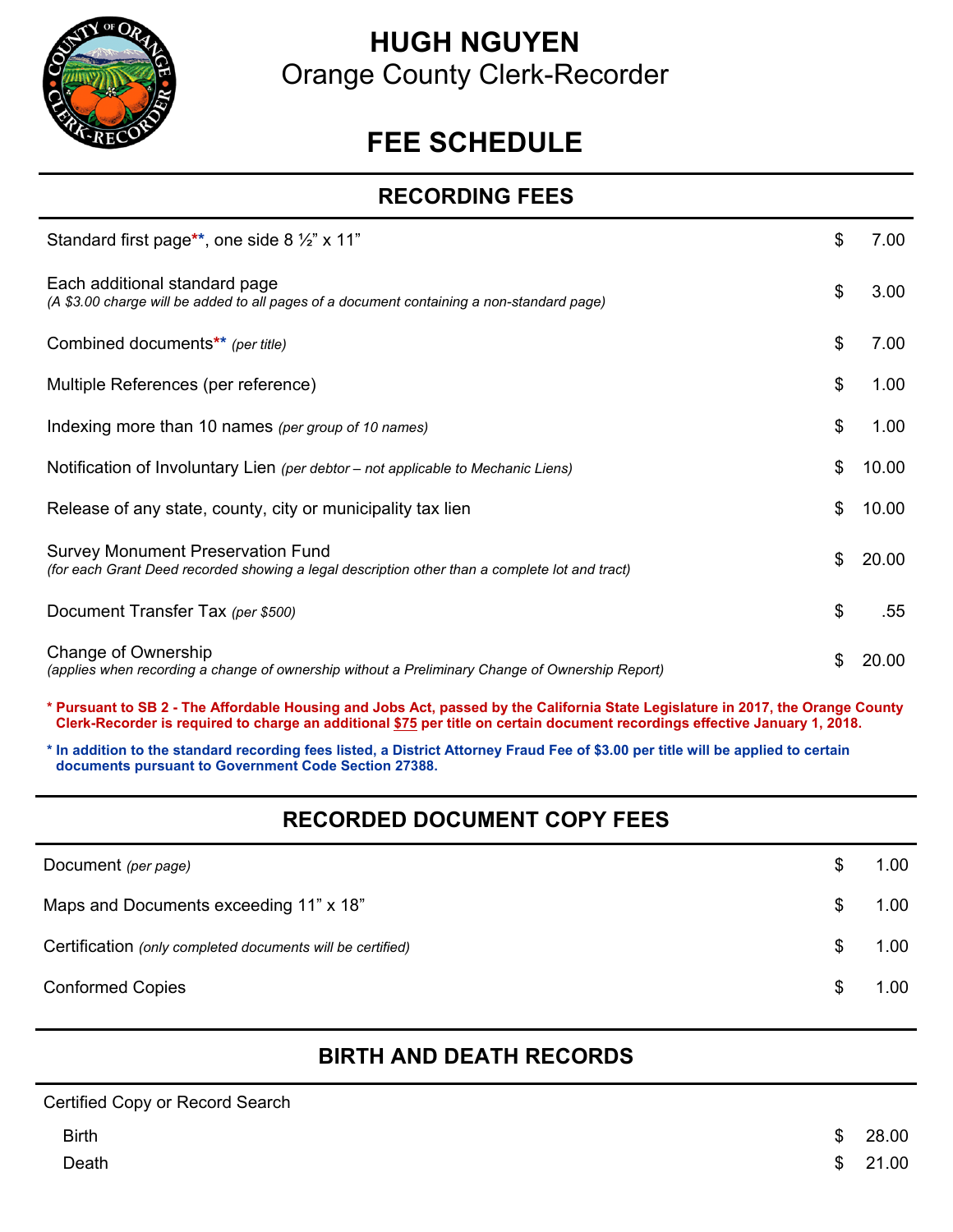# HUGH NGUYEN

Orange County Clerk-Recorder

# FEE SCHEDULE

## RECORDING FEES

| Description | | Fee |
|---|---|---|
| Standard first page**, one side 8 ½" x 11" | $ | 7.00 |
| Each additional standard page<br>*(A $3.00 charge will be added to all pages of a document containing a non-standard page)* | $ | 3.00 |
| Combined documents** *(per title)* | $ | 7.00 |
| Multiple References (per reference) | $ | 1.00 |
| Indexing more than 10 names *(per group of 10 names)* | $ | 1.00 |
| Notification of Involuntary Lien *(per debtor – not applicable to Mechanic Liens)* | $ | 10.00 |
| Release of any state, county, city or municipality tax lien | $ | 10.00 |
| Survey Monument Preservation Fund<br>*(for each Grant Deed recorded showing a legal description other than a complete lot and tract)* | $ | 20.00 |
| Document Transfer Tax *(per $500)* | $ | .55 |
| Change of Ownership<br>*(applies when recording a change of ownership without a Preliminary Change of Ownership Report)* | $ | 20.00 |

**\* Pursuant to SB 2 - The Affordable Housing and Jobs Act, passed by the California State Legislature in 2017, the Orange County Clerk-Recorder is required to charge an additional $75 per title on certain document recordings effective January 1, 2018.**

**\* In addition to the standard recording fees listed, a District Attorney Fraud Fee of $3.00 per title will be applied to certain documents pursuant to Government Code Section 27388.**

## RECORDED DOCUMENT COPY FEES

| Description | | Fee |
|---|---|---|
| Document *(per page)* | $ | 1.00 |
| Maps and Documents exceeding 11" x 18" | $ | 1.00 |
| Certification *(only completed documents will be certified)* | $ | 1.00 |
| Conformed Copies | $ | 1.00 |

## BIRTH AND DEATH RECORDS

| Description | | Fee |
|---|---|---|
| Certified Copy or Record Search | | |
| Birth | $ | 28.00 |
| Death | $ | 21.00 |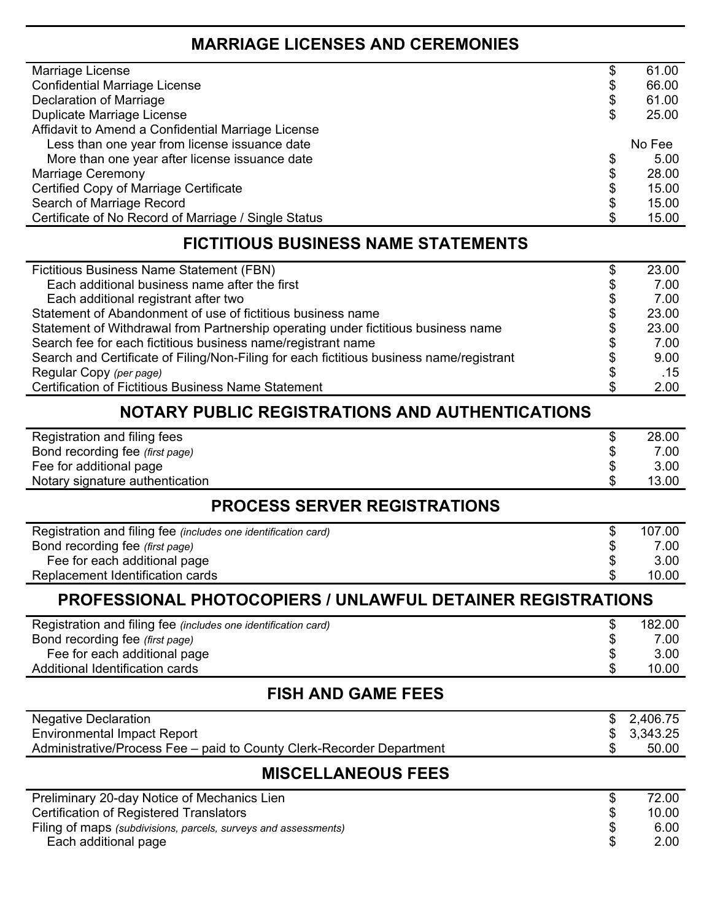## MARRIAGE LICENSES AND CEREMONIES

| | | |
|---|---|---|
| Marriage License | $ | 61.00 |
| Confidential Marriage License | $ | 66.00 |
| Declaration of Marriage | $ | 61.00 |
| Duplicate Marriage License | $ | 25.00 |
| Affidavit to Amend a Confidential Marriage License | | |
| Less than one year from license issuance date | | No Fee |
| More than one year after license issuance date | $ | 5.00 |
| Marriage Ceremony | $ | 28.00 |
| Certified Copy of Marriage Certificate | $ | 15.00 |
| Search of Marriage Record | $ | 15.00 |
| Certificate of No Record of Marriage / Single Status | $ | 15.00 |

## FICTITIOUS BUSINESS NAME STATEMENTS

| | | |
|---|---|---|
| Fictitious Business Name Statement (FBN) | $ | 23.00 |
| Each additional business name after the first | $ | 7.00 |
| Each additional registrant after two | $ | 7.00 |
| Statement of Abandonment of use of fictitious business name | $ | 23.00 |
| Statement of Withdrawal from Partnership operating under fictitious business name | $ | 23.00 |
| Search fee for each fictitious business name/registrant name | $ | 7.00 |
| Search and Certificate of Filing/Non-Filing for each fictitious business name/registrant | $ | 9.00 |
| Regular Copy *(per page)* | $ | .15 |
| Certification of Fictitious Business Name Statement | $ | 2.00 |

## NOTARY PUBLIC REGISTRATIONS AND AUTHENTICATIONS

| | | |
|---|---|---|
| Registration and filing fees | $ | 28.00 |
| Bond recording fee *(first page)* | $ | 7.00 |
| Fee for additional page | $ | 3.00 |
| Notary signature authentication | $ | 13.00 |

## PROCESS SERVER REGISTRATIONS

| | | |
|---|---|---|
| Registration and filing fee *(includes one identification card)* | $ | 107.00 |
| Bond recording fee *(first page)* | $ | 7.00 |
| Fee for each additional page | $ | 3.00 |
| Replacement Identification cards | $ | 10.00 |

## PROFESSIONAL PHOTOCOPIERS / UNLAWFUL DETAINER REGISTRATIONS

| | | |
|---|---|---|
| Registration and filing fee *(includes one identification card)* | $ | 182.00 |
| Bond recording fee *(first page)* | $ | 7.00 |
| Fee for each additional page | $ | 3.00 |
| Additional Identification cards | $ | 10.00 |

## FISH AND GAME FEES

| | | |
|---|---|---|
| Negative Declaration | $ | 2,406.75 |
| Environmental Impact Report | $ | 3,343.25 |
| Administrative/Process Fee – paid to County Clerk-Recorder Department | $ | 50.00 |

## MISCELLANEOUS FEES

| | | |
|---|---|---|
| Preliminary 20-day Notice of Mechanics Lien | $ | 72.00 |
| Certification of Registered Translators | $ | 10.00 |
| Filing of maps *(subdivisions, parcels, surveys and assessments)* | $ | 6.00 |
| Each additional page | $ | 2.00 |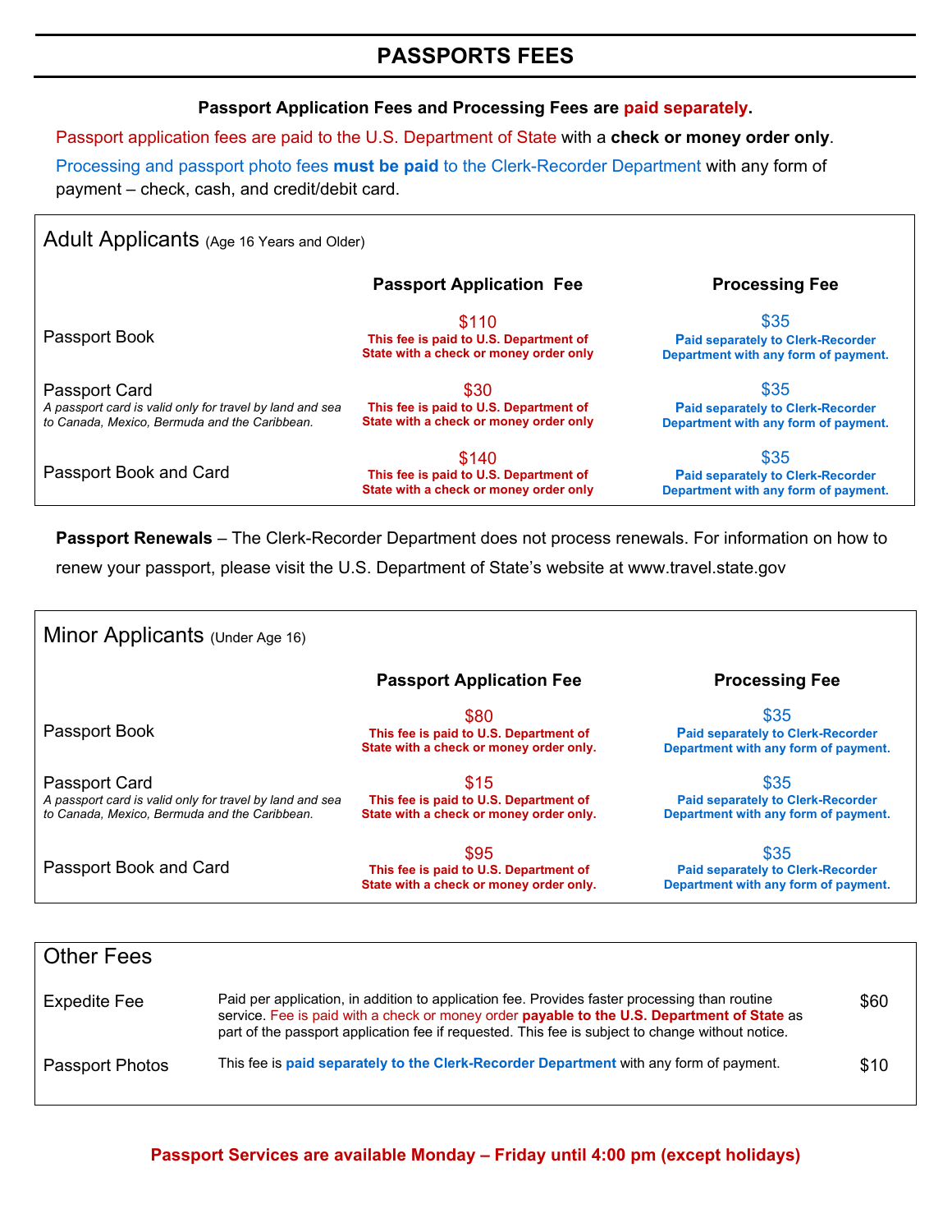# PASSPORTS FEES

**Passport Application Fees and Processing Fees are paid separately.**

Passport application fees are paid to the U.S. Department of State with a **check or money order only**.

Processing and passport photo fees **must be paid** to the Clerk-Recorder Department with any form of payment – check, cash, and credit/debit card.

## Adult Applicants (Age 16 Years and Older)

| | Passport Application Fee | Processing Fee |
|---|---|---|
| Passport Book | $110<br>**This fee is paid to U.S. Department of State with a check or money order only** | $35<br>**Paid separately to Clerk-Recorder Department with any form of payment.** |
| Passport Card<br>*A passport card is valid only for travel by land and sea to Canada, Mexico, Bermuda and the Caribbean.* | $30<br>**This fee is paid to U.S. Department of State with a check or money order only** | $35<br>**Paid separately to Clerk-Recorder Department with any form of payment.** |
| Passport Book and Card | $140<br>**This fee is paid to U.S. Department of State with a check or money order only** | $35<br>**Paid separately to Clerk-Recorder Department with any form of payment.** |

**Passport Renewals** – The Clerk-Recorder Department does not process renewals. For information on how to renew your passport, please visit the U.S. Department of State's website at www.travel.state.gov

## Minor Applicants (Under Age 16)

| | Passport Application Fee | Processing Fee |
|---|---|---|
| Passport Book | $80<br>**This fee is paid to U.S. Department of State with a check or money order only.** | $35<br>**Paid separately to Clerk-Recorder Department with any form of payment.** |
| Passport Card<br>*A passport card is valid only for travel by land and sea to Canada, Mexico, Bermuda and the Caribbean.* | $15<br>**This fee is paid to U.S. Department of State with a check or money order only.** | $35<br>**Paid separately to Clerk-Recorder Department with any form of payment.** |
| Passport Book and Card | $95<br>**This fee is paid to U.S. Department of State with a check or money order only.** | $35<br>**Paid separately to Clerk-Recorder Department with any form of payment.** |

## Other Fees

| | | |
|---|---|---|
| Expedite Fee | Paid per application, in addition to application fee. Provides faster processing than routine service. Fee is paid with a check or money order **payable to the U.S. Department of State** as part of the passport application fee if requested. This fee is subject to change without notice. | $60 |
| Passport Photos | This fee is **paid separately to the Clerk-Recorder Department** with any form of payment. | $10 |

**Passport Services are available Monday – Friday until 4:00 pm (except holidays)**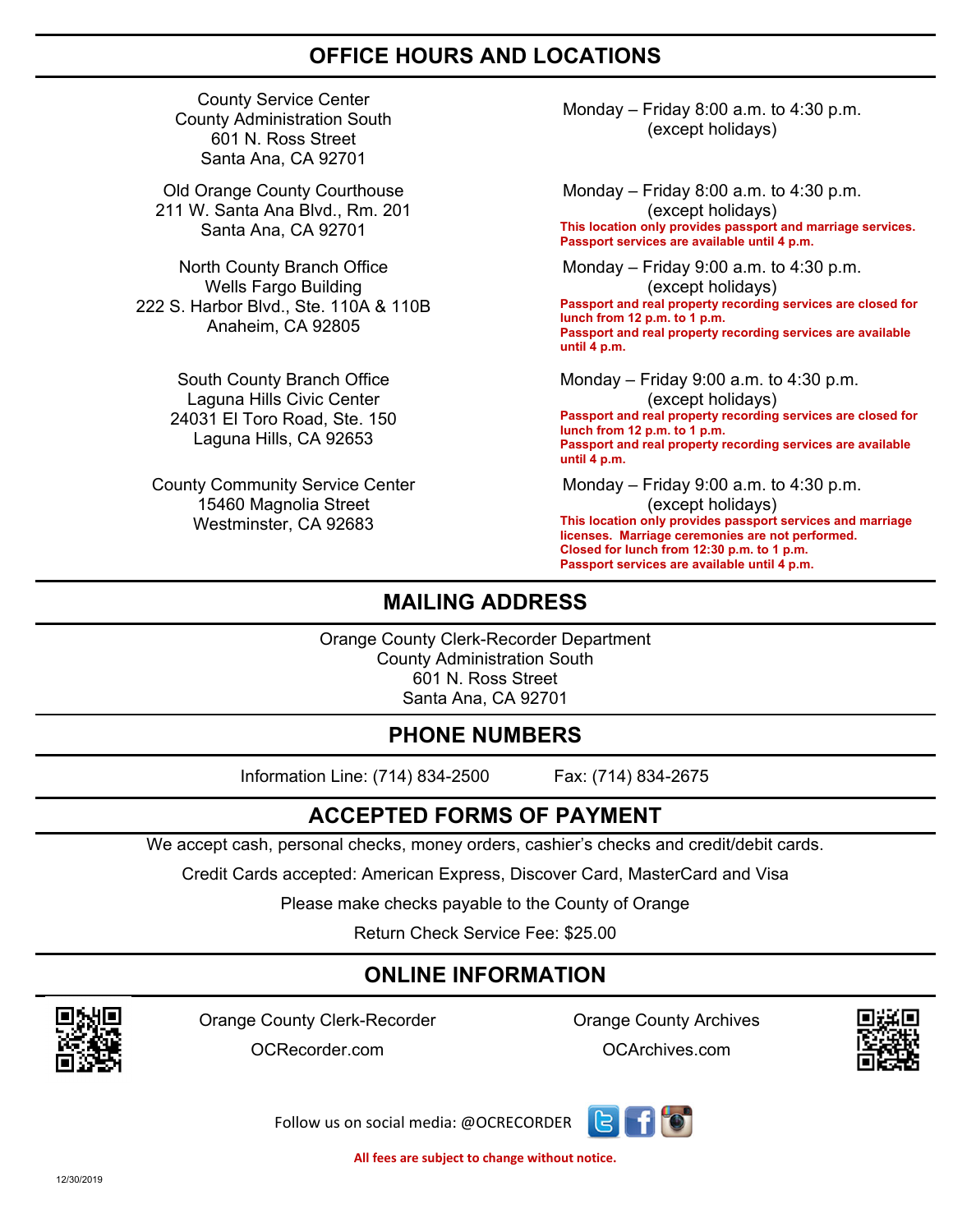## OFFICE HOURS AND LOCATIONS

| | |
|---|---|
| County Service Center<br>County Administration South<br>601 N. Ross Street<br>Santa Ana, CA 92701 | Monday – Friday 8:00 a.m. to 4:30 p.m.<br>(except holidays) |
| Old Orange County Courthouse<br>211 W. Santa Ana Blvd., Rm. 201<br>Santa Ana, CA 92701 | Monday – Friday 8:00 a.m. to 4:30 p.m.<br>(except holidays)<br>**This location only provides passport and marriage services. Passport services are available until 4 p.m.** |
| North County Branch Office<br>Wells Fargo Building<br>222 S. Harbor Blvd., Ste. 110A & 110B<br>Anaheim, CA 92805 | Monday – Friday 9:00 a.m. to 4:30 p.m.<br>(except holidays)<br>**Passport and real property recording services are closed for lunch from 12 p.m. to 1 p.m.**<br>**Passport and real property recording services are available until 4 p.m.** |
| South County Branch Office<br>Laguna Hills Civic Center<br>24031 El Toro Road, Ste. 150<br>Laguna Hills, CA 92653 | Monday – Friday 9:00 a.m. to 4:30 p.m.<br>(except holidays)<br>**Passport and real property recording services are closed for lunch from 12 p.m. to 1 p.m.**<br>**Passport and real property recording services are available until 4 p.m.** |
| County Community Service Center<br>15460 Magnolia Street<br>Westminster, CA 92683 | Monday – Friday 9:00 a.m. to 4:30 p.m.<br>(except holidays)<br>**This location only provides passport services and marriage licenses. Marriage ceremonies are not performed.**<br>**Closed for lunch from 12:30 p.m. to 1 p.m.**<br>**Passport services are available until 4 p.m.** |

## MAILING ADDRESS

Orange County Clerk-Recorder Department
County Administration South
601 N. Ross Street
Santa Ana, CA 92701

## PHONE NUMBERS

Information Line: (714) 834-2500    Fax: (714) 834-2675

## ACCEPTED FORMS OF PAYMENT

We accept cash, personal checks, money orders, cashier's checks and credit/debit cards.

Credit Cards accepted: American Express, Discover Card, MasterCard and Visa

Please make checks payable to the County of Orange

Return Check Service Fee: $25.00

## ONLINE INFORMATION

Orange County Clerk-Recorder
OCRecorder.com

Orange County Archives
OCArchives.com

Follow us on social media: @OCRECORDER

**All fees are subject to change without notice.**

12/30/2019